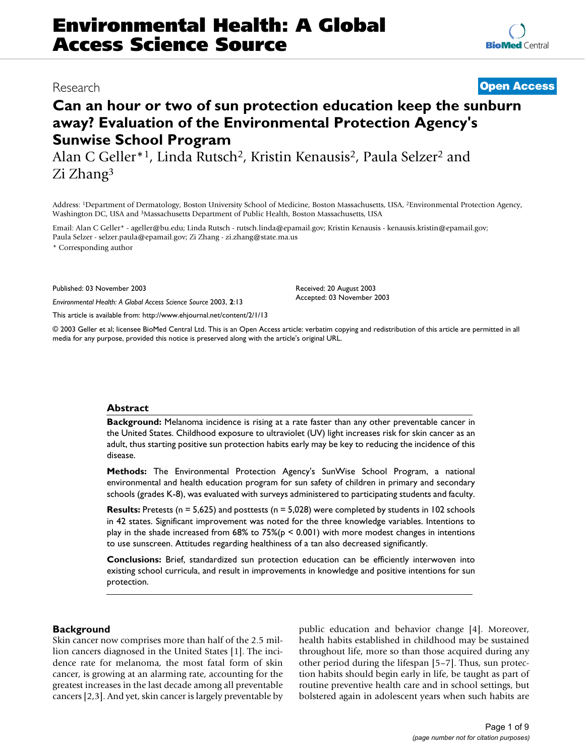Environmental Health: A Global Access Science Source

Research

Open Access

# Can an hour or two of sun protection education keep the sunburn away? Evaluation of the Environmental Protection Agency's Sunwise School Program

Alan C Geller*[1], Linda Rutsch[2], Kristin Kenausis[2], Paula Selzer[2] and Zi Zhang[3]

Address: [1]Department of Dermatology, Boston University School of Medicine, Boston Massachusetts, USA, [2]Environmental Protection Agency, Washington DC, USA and [3]Massachusetts Department of Public Health, Boston Massachusetts, USA

Email: Alan C Geller* - ageller@bu.edu; Linda Rutsch - rutsch.linda@epamail.gov; Kristin Kenausis - kenausis.kristin@epamail.gov; Paula Selzer - selzer.paula@epamail.gov; Zi Zhang - zi.zhang@state.ma.us

* Corresponding author

Published: 03 November 2003

*Environmental Health: A Global Access Science Source* 2003, **2**:13

This article is available from: http://www.ehjournal.net/content/2/1/13

Received: 20 August 2003
Accepted: 03 November 2003

© 2003 Geller et al; licensee BioMed Central Ltd. This is an Open Access article: verbatim copying and redistribution of this article are permitted in all media for any purpose, provided this notice is preserved along with the article's original URL.

## Abstract

**Background:** Melanoma incidence is rising at a rate faster than any other preventable cancer in the United States. Childhood exposure to ultraviolet (UV) light increases risk for skin cancer as an adult, thus starting positive sun protection habits early may be key to reducing the incidence of this disease.

**Methods:** The Environmental Protection Agency's SunWise School Program, a national environmental and health education program for sun safety of children in primary and secondary schools (grades K-8), was evaluated with surveys administered to participating students and faculty.

**Results:** Pretests (n = 5,625) and posttests (n = 5,028) were completed by students in 102 schools in 42 states. Significant improvement was noted for the three knowledge variables. Intentions to play in the shade increased from 68% to 75%($p < 0.001$) with more modest changes in intentions to use sunscreen. Attitudes regarding healthiness of a tan also decreased significantly.

**Conclusions:** Brief, standardized sun protection education can be efficiently interwoven into existing school curricula, and result in improvements in knowledge and positive intentions for sun protection.

## Background

Skin cancer now comprises more than half of the 2.5 million cancers diagnosed in the United States [1]. The incidence rate for melanoma, the most fatal form of skin cancer, is growing at an alarming rate, accounting for the greatest increases in the last decade among all preventable cancers [2,3]. And yet, skin cancer is largely preventable by public education and behavior change [4]. Moreover, health habits established in childhood may be sustained throughout life, more so than those acquired during any other period during the lifespan [5–7]. Thus, sun protection habits should begin early in life, be taught as part of routine preventive health care and in school settings, but bolstered again in adolescent years when such habits are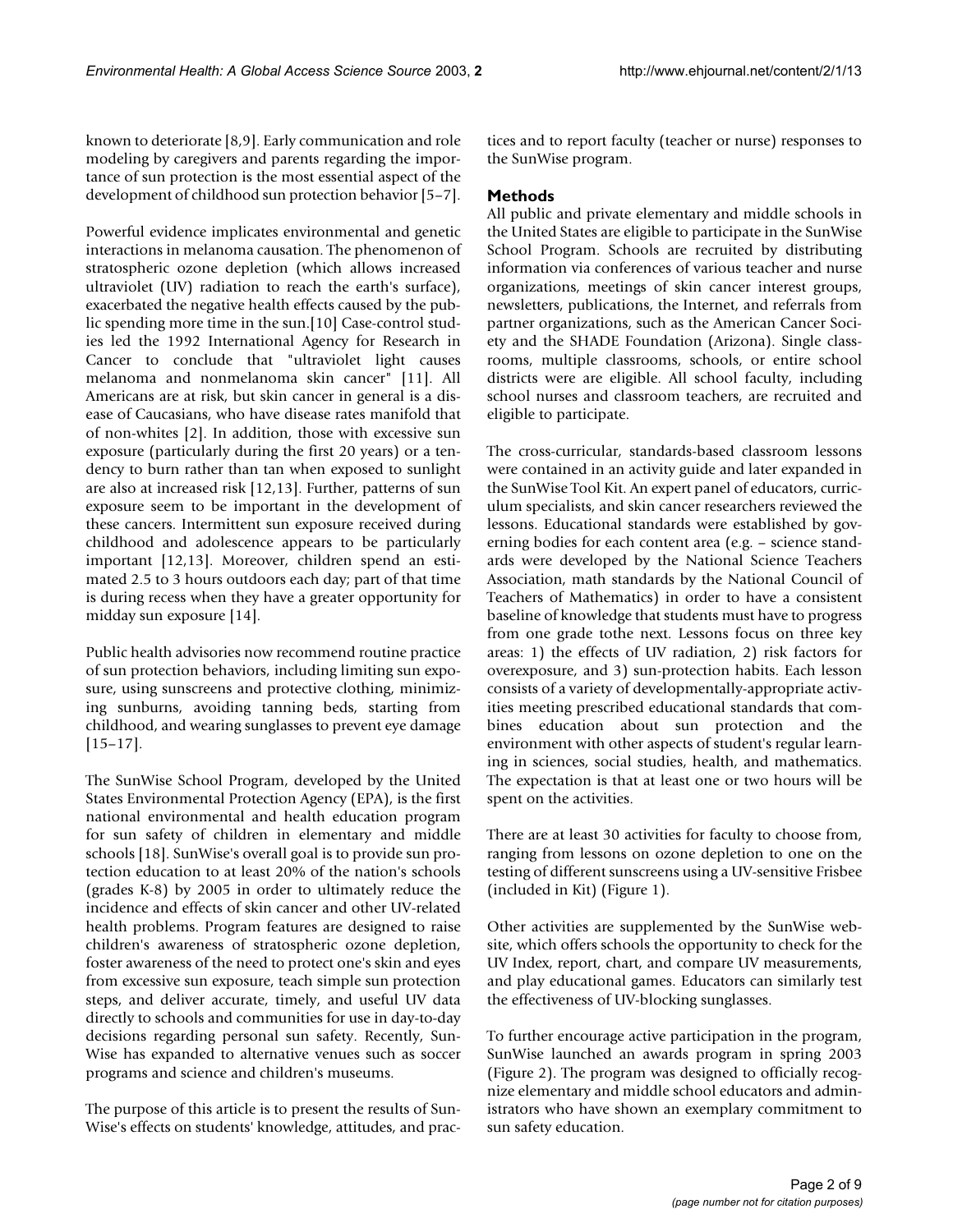known to deteriorate [8,9]. Early communication and role modeling by caregivers and parents regarding the importance of sun protection is the most essential aspect of the development of childhood sun protection behavior [5–7].

Powerful evidence implicates environmental and genetic interactions in melanoma causation. The phenomenon of stratospheric ozone depletion (which allows increased ultraviolet (UV) radiation to reach the earth's surface), exacerbated the negative health effects caused by the public spending more time in the sun.[10] Case-control studies led the 1992 International Agency for Research in Cancer to conclude that "ultraviolet light causes melanoma and nonmelanoma skin cancer" [11]. All Americans are at risk, but skin cancer in general is a disease of Caucasians, who have disease rates manifold that of non-whites [2]. In addition, those with excessive sun exposure (particularly during the first 20 years) or a tendency to burn rather than tan when exposed to sunlight are also at increased risk [12,13]. Further, patterns of sun exposure seem to be important in the development of these cancers. Intermittent sun exposure received during childhood and adolescence appears to be particularly important [12,13]. Moreover, children spend an estimated 2.5 to 3 hours outdoors each day; part of that time is during recess when they have a greater opportunity for midday sun exposure [14].

Public health advisories now recommend routine practice of sun protection behaviors, including limiting sun exposure, using sunscreens and protective clothing, minimizing sunburns, avoiding tanning beds, starting from childhood, and wearing sunglasses to prevent eye damage [15–17].

The SunWise School Program, developed by the United States Environmental Protection Agency (EPA), is the first national environmental and health education program for sun safety of children in elementary and middle schools [18]. SunWise's overall goal is to provide sun protection education to at least 20% of the nation's schools (grades K-8) by 2005 in order to ultimately reduce the incidence and effects of skin cancer and other UV-related health problems. Program features are designed to raise children's awareness of stratospheric ozone depletion, foster awareness of the need to protect one's skin and eyes from excessive sun exposure, teach simple sun protection steps, and deliver accurate, timely, and useful UV data directly to schools and communities for use in day-to-day decisions regarding personal sun safety. Recently, SunWise has expanded to alternative venues such as soccer programs and science and children's museums.

The purpose of this article is to present the results of SunWise's effects on students' knowledge, attitudes, and practices and to report faculty (teacher or nurse) responses to the SunWise program.

## Methods

All public and private elementary and middle schools in the United States are eligible to participate in the SunWise School Program. Schools are recruited by distributing information via conferences of various teacher and nurse organizations, meetings of skin cancer interest groups, newsletters, publications, the Internet, and referrals from partner organizations, such as the American Cancer Society and the SHADE Foundation (Arizona). Single classrooms, multiple classrooms, schools, or entire school districts were are eligible. All school faculty, including school nurses and classroom teachers, are recruited and eligible to participate.

The cross-curricular, standards-based classroom lessons were contained in an activity guide and later expanded in the SunWise Tool Kit. An expert panel of educators, curriculum specialists, and skin cancer researchers reviewed the lessons. Educational standards were established by governing bodies for each content area (e.g. – science standards were developed by the National Science Teachers Association, math standards by the National Council of Teachers of Mathematics) in order to have a consistent baseline of knowledge that students must have to progress from one grade tothe next. Lessons focus on three key areas: 1) the effects of UV radiation, 2) risk factors for overexposure, and 3) sun-protection habits. Each lesson consists of a variety of developmentally-appropriate activities meeting prescribed educational standards that combines education about sun protection and the environment with other aspects of student's regular learning in sciences, social studies, health, and mathematics. The expectation is that at least one or two hours will be spent on the activities.

There are at least 30 activities for faculty to choose from, ranging from lessons on ozone depletion to one on the testing of different sunscreens using a UV-sensitive Frisbee (included in Kit) (Figure 1).

Other activities are supplemented by the SunWise website, which offers schools the opportunity to check for the UV Index, report, chart, and compare UV measurements, and play educational games. Educators can similarly test the effectiveness of UV-blocking sunglasses.

To further encourage active participation in the program, SunWise launched an awards program in spring 2003 (Figure 2). The program was designed to officially recognize elementary and middle school educators and administrators who have shown an exemplary commitment to sun safety education.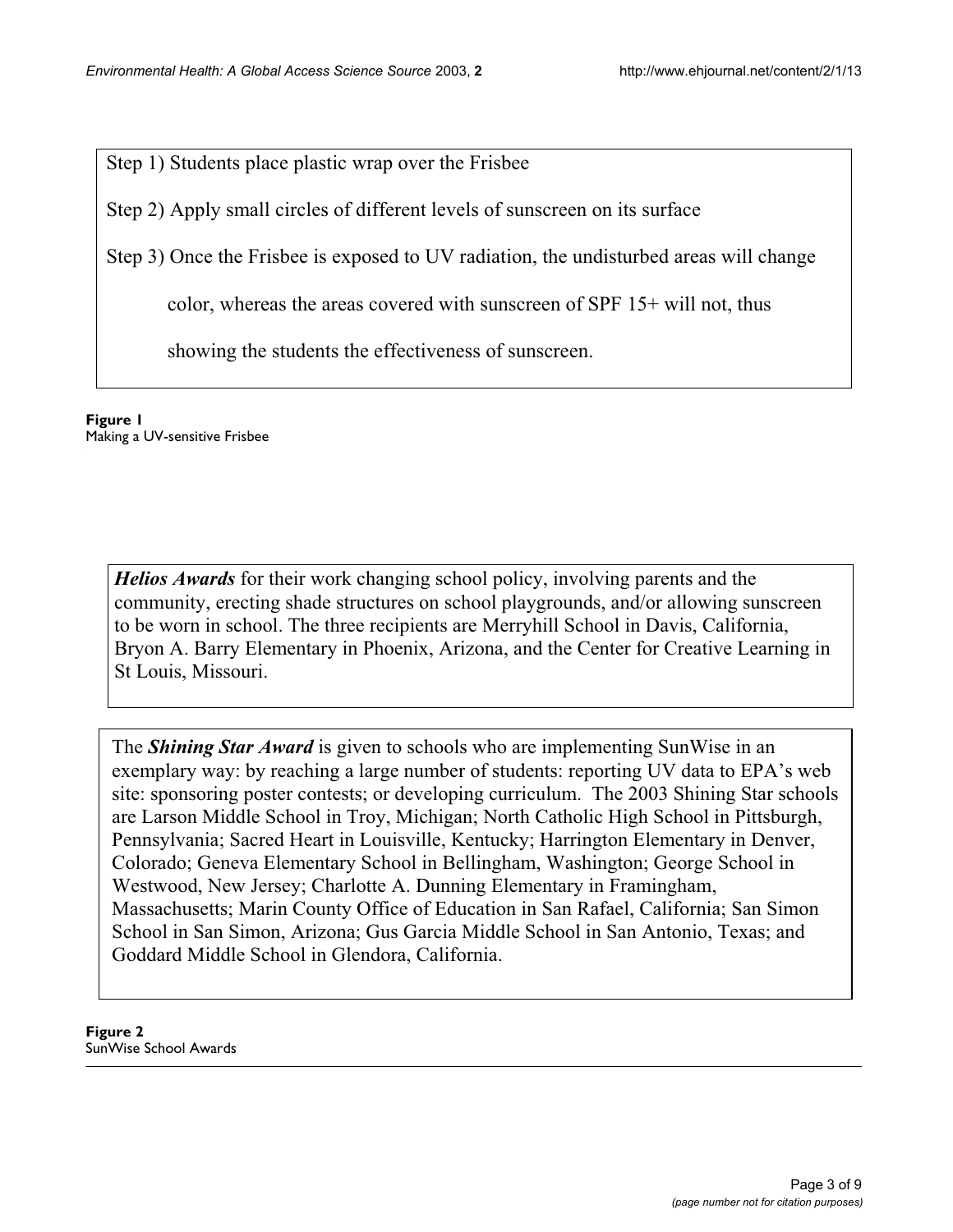Step 1) Students place plastic wrap over the Frisbee

Step 2) Apply small circles of different levels of sunscreen on its surface

Step 3) Once the Frisbee is exposed to UV radiation, the undisturbed areas will change color, whereas the areas covered with sunscreen of SPF 15+ will not, thus showing the students the effectiveness of sunscreen.

**Figure 1**
Making a UV-sensitive Frisbee

***Helios Awards*** for their work changing school policy, involving parents and the community, erecting shade structures on school playgrounds, and/or allowing sunscreen to be worn in school. The three recipients are Merryhill School in Davis, California, Bryon A. Barry Elementary in Phoenix, Arizona, and the Center for Creative Learning in St Louis, Missouri.

The ***Shining Star Award*** is given to schools who are implementing SunWise in an exemplary way: by reaching a large number of students: reporting UV data to EPA's web site: sponsoring poster contests; or developing curriculum. The 2003 Shining Star schools are Larson Middle School in Troy, Michigan; North Catholic High School in Pittsburgh, Pennsylvania; Sacred Heart in Louisville, Kentucky; Harrington Elementary in Denver, Colorado; Geneva Elementary School in Bellingham, Washington; George School in Westwood, New Jersey; Charlotte A. Dunning Elementary in Framingham, Massachusetts; Marin County Office of Education in San Rafael, California; San Simon School in San Simon, Arizona; Gus Garcia Middle School in San Antonio, Texas; and Goddard Middle School in Glendora, California.

**Figure 2**
SunWise School Awards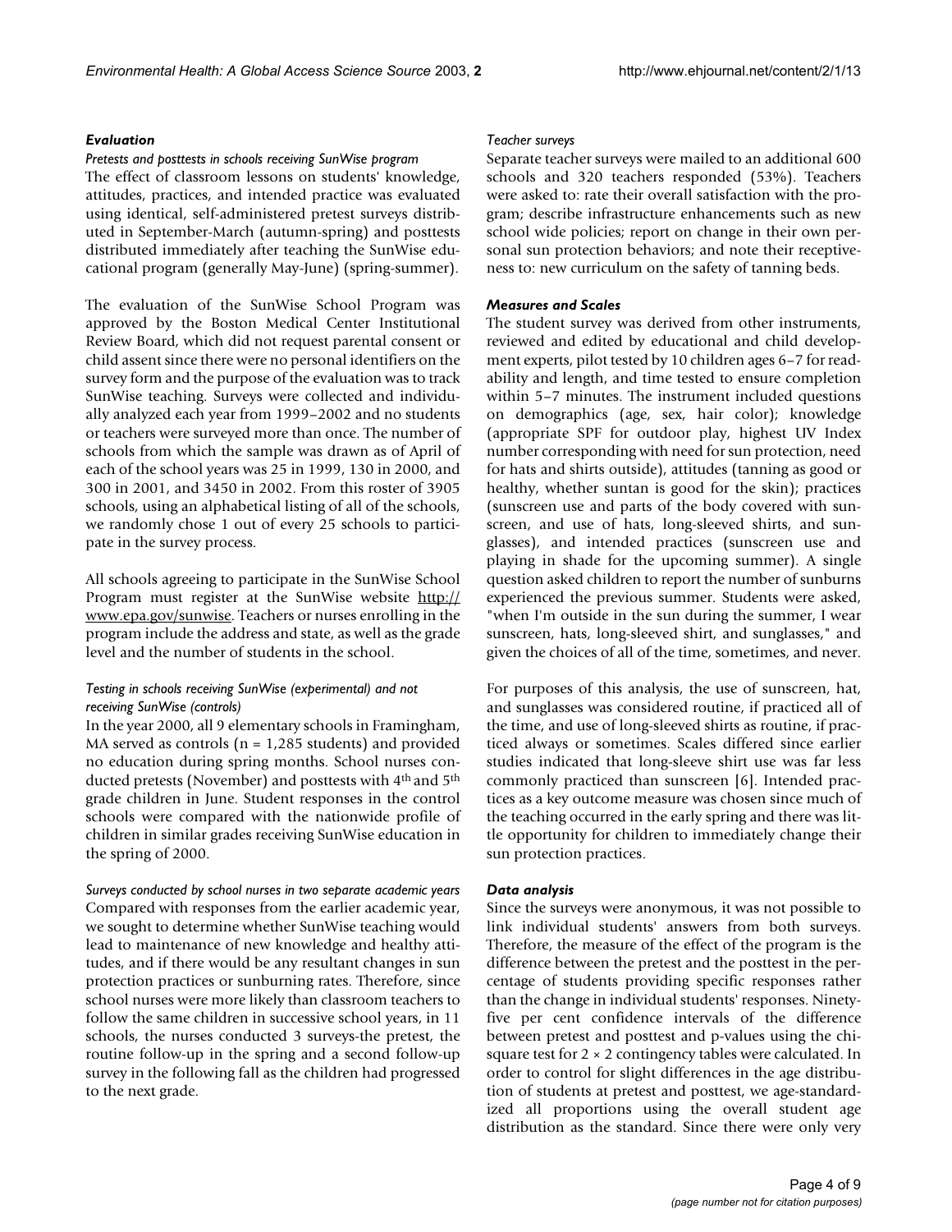### Evaluation

*Pretests and posttests in schools receiving SunWise program*

The effect of classroom lessons on students' knowledge, attitudes, practices, and intended practice was evaluated using identical, self-administered pretest surveys distributed in September-March (autumn-spring) and posttests distributed immediately after teaching the SunWise educational program (generally May-June) (spring-summer).

The evaluation of the SunWise School Program was approved by the Boston Medical Center Institutional Review Board, which did not request parental consent or child assent since there were no personal identifiers on the survey form and the purpose of the evaluation was to track SunWise teaching. Surveys were collected and individually analyzed each year from 1999–2002 and no students or teachers were surveyed more than once. The number of schools from which the sample was drawn as of April of each of the school years was 25 in 1999, 130 in 2000, and 300 in 2001, and 3450 in 2002. From this roster of 3905 schools, using an alphabetical listing of all of the schools, we randomly chose 1 out of every 25 schools to participate in the survey process.

All schools agreeing to participate in the SunWise School Program must register at the SunWise website http://www.epa.gov/sunwise. Teachers or nurses enrolling in the program include the address and state, as well as the grade level and the number of students in the school.

*Testing in schools receiving SunWise (experimental) and not receiving SunWise (controls)*

In the year 2000, all 9 elementary schools in Framingham, MA served as controls (n = 1,285 students) and provided no education during spring months. School nurses conducted pretests (November) and posttests with 4th and 5th grade children in June. Student responses in the control schools were compared with the nationwide profile of children in similar grades receiving SunWise education in the spring of 2000.

*Surveys conducted by school nurses in two separate academic years*

Compared with responses from the earlier academic year, we sought to determine whether SunWise teaching would lead to maintenance of new knowledge and healthy attitudes, and if there would be any resultant changes in sun protection practices or sunburning rates. Therefore, since school nurses were more likely than classroom teachers to follow the same children in successive school years, in 11 schools, the nurses conducted 3 surveys-the pretest, the routine follow-up in the spring and a second follow-up survey in the following fall as the children had progressed to the next grade.

*Teacher surveys*

Separate teacher surveys were mailed to an additional 600 schools and 320 teachers responded (53%). Teachers were asked to: rate their overall satisfaction with the program; describe infrastructure enhancements such as new school wide policies; report on change in their own personal sun protection behaviors; and note their receptiveness to: new curriculum on the safety of tanning beds.

### Measures and Scales

The student survey was derived from other instruments, reviewed and edited by educational and child development experts, pilot tested by 10 children ages 6–7 for readability and length, and time tested to ensure completion within 5–7 minutes. The instrument included questions on demographics (age, sex, hair color); knowledge (appropriate SPF for outdoor play, highest UV Index number corresponding with need for sun protection, need for hats and shirts outside), attitudes (tanning as good or healthy, whether suntan is good for the skin); practices (sunscreen use and parts of the body covered with sunscreen, and use of hats, long-sleeved shirts, and sunglasses), and intended practices (sunscreen use and playing in shade for the upcoming summer). A single question asked children to report the number of sunburns experienced the previous summer. Students were asked, "when I'm outside in the sun during the summer, I wear sunscreen, hats, long-sleeved shirt, and sunglasses," and given the choices of all of the time, sometimes, and never.

For purposes of this analysis, the use of sunscreen, hat, and sunglasses was considered routine, if practiced all of the time, and use of long-sleeved shirts as routine, if practiced always or sometimes. Scales differed since earlier studies indicated that long-sleeve shirt use was far less commonly practiced than sunscreen [6]. Intended practices as a key outcome measure was chosen since much of the teaching occurred in the early spring and there was little opportunity for children to immediately change their sun protection practices.

### Data analysis

Since the surveys were anonymous, it was not possible to link individual students' answers from both surveys. Therefore, the measure of the effect of the program is the difference between the pretest and the posttest in the percentage of students providing specific responses rather than the change in individual students' responses. Ninety-five per cent confidence intervals of the difference between pretest and posttest and p-values using the chi-square test for 2 × 2 contingency tables were calculated. In order to control for slight differences in the age distribution of students at pretest and posttest, we age-standardized all proportions using the overall student age distribution as the standard. Since there were only very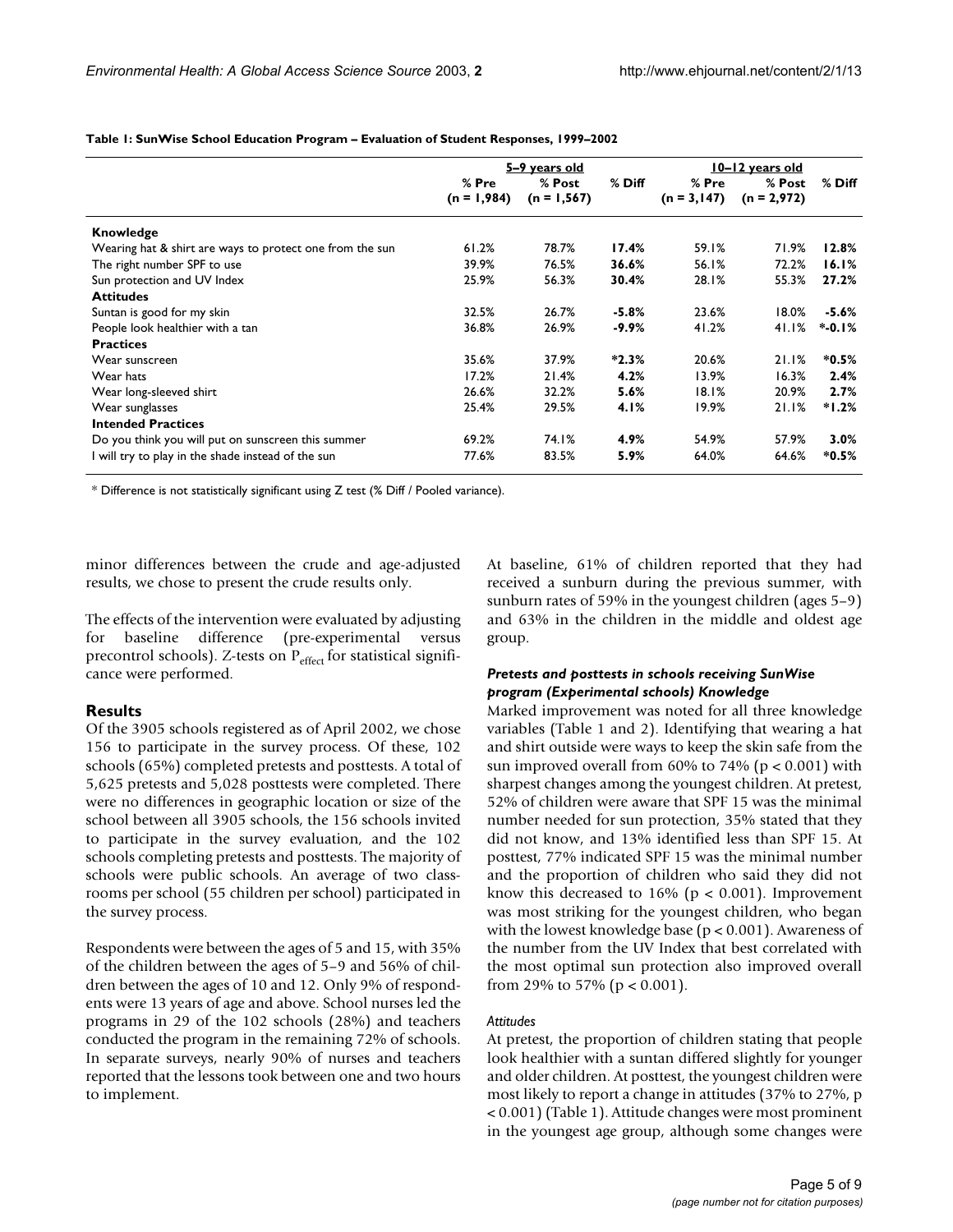**Table 1: SunWise School Education Program – Evaluation of Student Responses, 1999–2002**

| | 5–9 years old | | | 10–12 years old | | |
|---|---|---|---|---|---|---|
| | % Pre (n = 1,984) | % Post (n = 1,567) | % Diff | % Pre (n = 3,147) | % Post (n = 2,972) | % Diff |
| **Knowledge** | | | | | | |
| Wearing hat & shirt are ways to protect one from the sun | 61.2% | 78.7% | **17.4%** | 59.1% | 71.9% | **12.8%** |
| The right number SPF to use | 39.9% | 76.5% | **36.6%** | 56.1% | 72.2% | **16.1%** |
| Sun protection and UV Index | 25.9% | 56.3% | **30.4%** | 28.1% | 55.3% | **27.2%** |
| **Attitudes** | | | | | | |
| Suntan is good for my skin | 32.5% | 26.7% | **-5.8%** | 23.6% | 18.0% | **-5.6%** |
| People look healthier with a tan | 36.8% | 26.9% | **-9.9%** | 41.2% | 41.1% | ***-0.1%** |
| **Practices** | | | | | | |
| Wear sunscreen | 35.6% | 37.9% | ***2.3%** | 20.6% | 21.1% | ***0.5%** |
| Wear hats | 17.2% | 21.4% | **4.2%** | 13.9% | 16.3% | **2.4%** |
| Wear long-sleeved shirt | 26.6% | 32.2% | **5.6%** | 18.1% | 20.9% | **2.7%** |
| Wear sunglasses | 25.4% | 29.5% | **4.1%** | 19.9% | 21.1% | ***1.2%** |
| **Intended Practices** | | | | | | |
| Do you think you will put on sunscreen this summer | 69.2% | 74.1% | **4.9%** | 54.9% | 57.9% | **3.0%** |
| I will try to play in the shade instead of the sun | 77.6% | 83.5% | **5.9%** | 64.0% | 64.6% | ***0.5%** |

* Difference is not statistically significant using Z test (% Diff / Pooled variance).

minor differences between the crude and age-adjusted results, we chose to present the crude results only.

The effects of the intervention were evaluated by adjusting for baseline difference (pre-experimental versus precontrol schools). Z-tests on $P_{effect}$ for statistical significance were performed.

## Results

Of the 3905 schools registered as of April 2002, we chose 156 to participate in the survey process. Of these, 102 schools (65%) completed pretests and posttests. A total of 5,625 pretests and 5,028 posttests were completed. There were no differences in geographic location or size of the school between all 3905 schools, the 156 schools invited to participate in the survey evaluation, and the 102 schools completing pretests and posttests. The majority of schools were public schools. An average of two classrooms per school (55 children per school) participated in the survey process.

Respondents were between the ages of 5 and 15, with 35% of the children between the ages of 5–9 and 56% of children between the ages of 10 and 12. Only 9% of respondents were 13 years of age and above. School nurses led the programs in 29 of the 102 schools (28%) and teachers conducted the program in the remaining 72% of schools. In separate surveys, nearly 90% of nurses and teachers reported that the lessons took between one and two hours to implement.

At baseline, 61% of children reported that they had received a sunburn during the previous summer, with sunburn rates of 59% in the youngest children (ages 5–9) and 63% in the children in the middle and oldest age group.

### *Pretests and posttests in schools receiving SunWise program (Experimental schools) Knowledge*

Marked improvement was noted for all three knowledge variables (Table 1 and 2). Identifying that wearing a hat and shirt outside were ways to keep the skin safe from the sun improved overall from 60% to 74% ($p < 0.001$) with sharpest changes among the youngest children. At pretest, 52% of children were aware that SPF 15 was the minimal number needed for sun protection, 35% stated that they did not know, and 13% identified less than SPF 15. At posttest, 77% indicated SPF 15 was the minimal number and the proportion of children who said they did not know this decreased to 16% ($p < 0.001$). Improvement was most striking for the youngest children, who began with the lowest knowledge base ($p < 0.001$). Awareness of the number from the UV Index that best correlated with the most optimal sun protection also improved overall from 29% to 57% ($p < 0.001$).

*Attitudes*

At pretest, the proportion of children stating that people look healthier with a suntan differed slightly for younger and older children. At posttest, the youngest children were most likely to report a change in attitudes (37% to 27%, $p < 0.001$) (Table 1). Attitude changes were most prominent in the youngest age group, although some changes were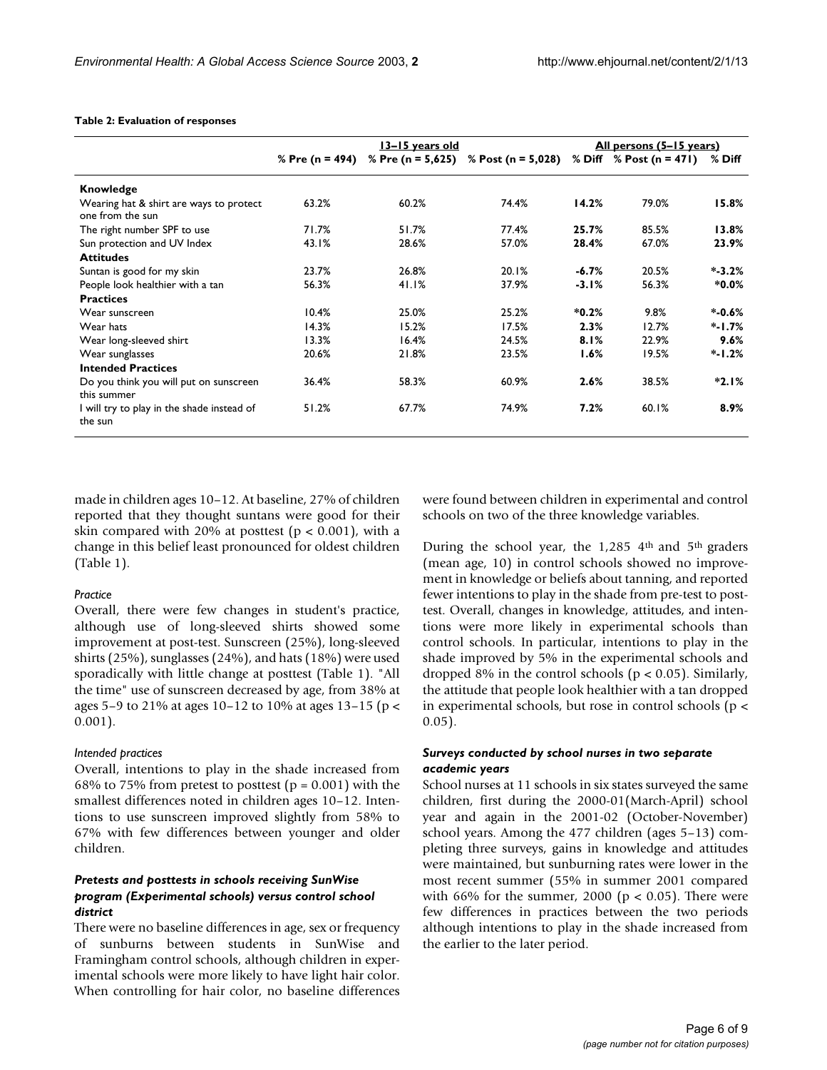**Table 2: Evaluation of responses**

| | | 13–15 years old | | | All persons (5–15 years) | |
|---|---|---|---|---|---|---|
| | % Pre (n = 494) | % Pre (n = 5,625) | % Post (n = 5,028) | % Diff | % Post (n = 471) | % Diff |
| **Knowledge** | | | | | | |
| Wearing hat & shirt are ways to protect one from the sun | 63.2% | 60.2% | 74.4% | **14.2%** | 79.0% | **15.8%** |
| The right number SPF to use | 71.7% | 51.7% | 77.4% | **25.7%** | 85.5% | **13.8%** |
| Sun protection and UV Index | 43.1% | 28.6% | 57.0% | **28.4%** | 67.0% | **23.9%** |
| **Attitudes** | | | | | | |
| Suntan is good for my skin | 23.7% | 26.8% | 20.1% | **-6.7%** | 20.5% | ***-3.2%** |
| People look healthier with a tan | 56.3% | 41.1% | 37.9% | **-3.1%** | 56.3% | ***0.0%** |
| **Practices** | | | | | | |
| Wear sunscreen | 10.4% | 25.0% | 25.2% | ***0.2%** | 9.8% | ***-0.6%** |
| Wear hats | 14.3% | 15.2% | 17.5% | **2.3%** | 12.7% | ***-1.7%** |
| Wear long-sleeved shirt | 13.3% | 16.4% | 24.5% | **8.1%** | 22.9% | **9.6%** |
| Wear sunglasses | 20.6% | 21.8% | 23.5% | **1.6%** | 19.5% | ***-1.2%** |
| **Intended Practices** | | | | | | |
| Do you think you will put on sunscreen this summer | 36.4% | 58.3% | 60.9% | **2.6%** | 38.5% | ***2.1%** |
| I will try to play in the shade instead of the sun | 51.2% | 67.7% | 74.9% | **7.2%** | 60.1% | **8.9%** |

made in children ages 10–12. At baseline, 27% of children reported that they thought suntans were good for their skin compared with 20% at posttest ($p < 0.001$), with a change in this belief least pronounced for oldest children (Table 1).

*Practice*

Overall, there were few changes in student's practice, although use of long-sleeved shirts showed some improvement at post-test. Sunscreen (25%), long-sleeved shirts (25%), sunglasses (24%), and hats (18%) were used sporadically with little change at posttest (Table 1). "All the time" use of sunscreen decreased by age, from 38% at ages 5–9 to 21% at ages 10–12 to 10% at ages 13–15 ($p < 0.001$).

*Intended practices*

Overall, intentions to play in the shade increased from 68% to 75% from pretest to posttest ($p = 0.001$) with the smallest differences noted in children ages 10–12. Intentions to use sunscreen improved slightly from 58% to 67% with few differences between younger and older children.

### *Pretests and posttests in schools receiving SunWise program (Experimental schools) versus control school district*

There were no baseline differences in age, sex or frequency of sunburns between students in SunWise and Framingham control schools, although children in experimental schools were more likely to have light hair color. When controlling for hair color, no baseline differences were found between children in experimental and control schools on two of the three knowledge variables.

During the school year, the 1,285 4th and 5th graders (mean age, 10) in control schools showed no improvement in knowledge or beliefs about tanning, and reported fewer intentions to play in the shade from pre-test to posttest. Overall, changes in knowledge, attitudes, and intentions were more likely in experimental schools than control schools. In particular, intentions to play in the shade improved by 5% in the experimental schools and dropped 8% in the control schools ($p < 0.05$). Similarly, the attitude that people look healthier with a tan dropped in experimental schools, but rose in control schools ($p < 0.05$).

### *Surveys conducted by school nurses in two separate academic years*

School nurses at 11 schools in six states surveyed the same children, first during the 2000-01(March-April) school year and again in the 2001-02 (October-November) school years. Among the 477 children (ages 5–13) completing three surveys, gains in knowledge and attitudes were maintained, but sunburning rates were lower in the most recent summer (55% in summer 2001 compared with 66% for the summer, 2000 ($p < 0.05$). There were few differences in practices between the two periods although intentions to play in the shade increased from the earlier to the later period.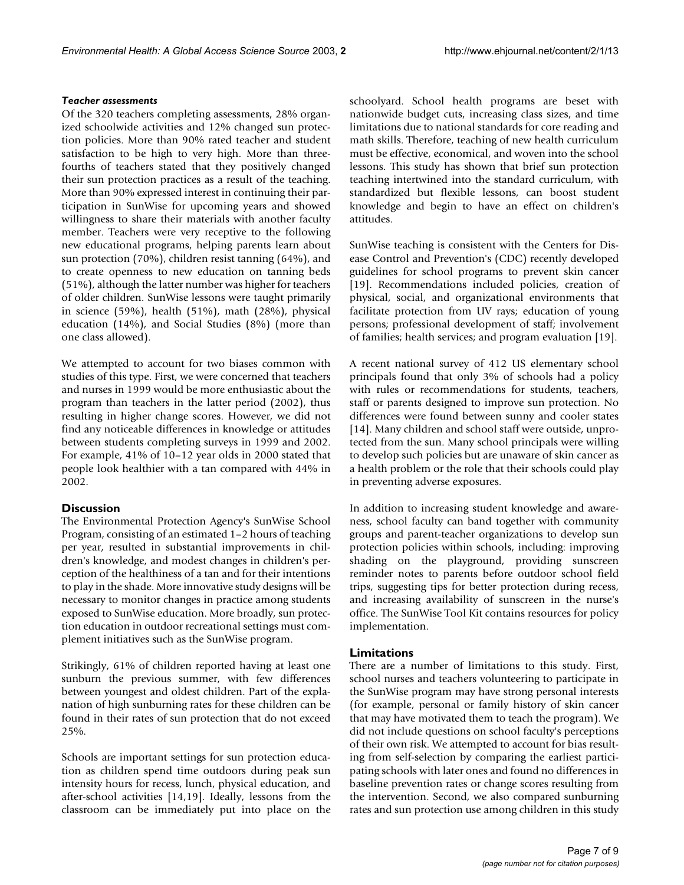#### *Teacher assessments*

Of the 320 teachers completing assessments, 28% organized schoolwide activities and 12% changed sun protection policies. More than 90% rated teacher and student satisfaction to be high to very high. More than three-fourths of teachers stated that they positively changed their sun protection practices as a result of the teaching. More than 90% expressed interest in continuing their participation in SunWise for upcoming years and showed willingness to share their materials with another faculty member. Teachers were very receptive to the following new educational programs, helping parents learn about sun protection (70%), children resist tanning (64%), and to create openness to new education on tanning beds (51%), although the latter number was higher for teachers of older children. SunWise lessons were taught primarily in science (59%), health (51%), math (28%), physical education (14%), and Social Studies (8%) (more than one class allowed).

We attempted to account for two biases common with studies of this type. First, we were concerned that teachers and nurses in 1999 would be more enthusiastic about the program than teachers in the latter period (2002), thus resulting in higher change scores. However, we did not find any noticeable differences in knowledge or attitudes between students completing surveys in 1999 and 2002. For example, 41% of 10–12 year olds in 2000 stated that people look healthier with a tan compared with 44% in 2002.

## Discussion

The Environmental Protection Agency's SunWise School Program, consisting of an estimated 1–2 hours of teaching per year, resulted in substantial improvements in children's knowledge, and modest changes in children's perception of the healthiness of a tan and for their intentions to play in the shade. More innovative study designs will be necessary to monitor changes in practice among students exposed to SunWise education. More broadly, sun protection education in outdoor recreational settings must complement initiatives such as the SunWise program.

Strikingly, 61% of children reported having at least one sunburn the previous summer, with few differences between youngest and oldest children. Part of the explanation of high sunburning rates for these children can be found in their rates of sun protection that do not exceed 25%.

Schools are important settings for sun protection education as children spend time outdoors during peak sun intensity hours for recess, lunch, physical education, and after-school activities [14,19]. Ideally, lessons from the classroom can be immediately put into place on the schoolyard. School health programs are beset with nationwide budget cuts, increasing class sizes, and time limitations due to national standards for core reading and math skills. Therefore, teaching of new health curriculum must be effective, economical, and woven into the school lessons. This study has shown that brief sun protection teaching intertwined into the standard curriculum, with standardized but flexible lessons, can boost student knowledge and begin to have an effect on children's attitudes.

SunWise teaching is consistent with the Centers for Disease Control and Prevention's (CDC) recently developed guidelines for school programs to prevent skin cancer [19]. Recommendations included policies, creation of physical, social, and organizational environments that facilitate protection from UV rays; education of young persons; professional development of staff; involvement of families; health services; and program evaluation [19].

A recent national survey of 412 US elementary school principals found that only 3% of schools had a policy with rules or recommendations for students, teachers, staff or parents designed to improve sun protection. No differences were found between sunny and cooler states [14]. Many children and school staff were outside, unprotected from the sun. Many school principals were willing to develop such policies but are unaware of skin cancer as a health problem or the role that their schools could play in preventing adverse exposures.

In addition to increasing student knowledge and awareness, school faculty can band together with community groups and parent-teacher organizations to develop sun protection policies within schools, including: improving shading on the playground, providing sunscreen reminder notes to parents before outdoor school field trips, suggesting tips for better protection during recess, and increasing availability of sunscreen in the nurse's office. The SunWise Tool Kit contains resources for policy implementation.

## Limitations

There are a number of limitations to this study. First, school nurses and teachers volunteering to participate in the SunWise program may have strong personal interests (for example, personal or family history of skin cancer that may have motivated them to teach the program). We did not include questions on school faculty's perceptions of their own risk. We attempted to account for bias resulting from self-selection by comparing the earliest participating schools with later ones and found no differences in baseline prevention rates or change scores resulting from the intervention. Second, we also compared sunburning rates and sun protection use among children in this study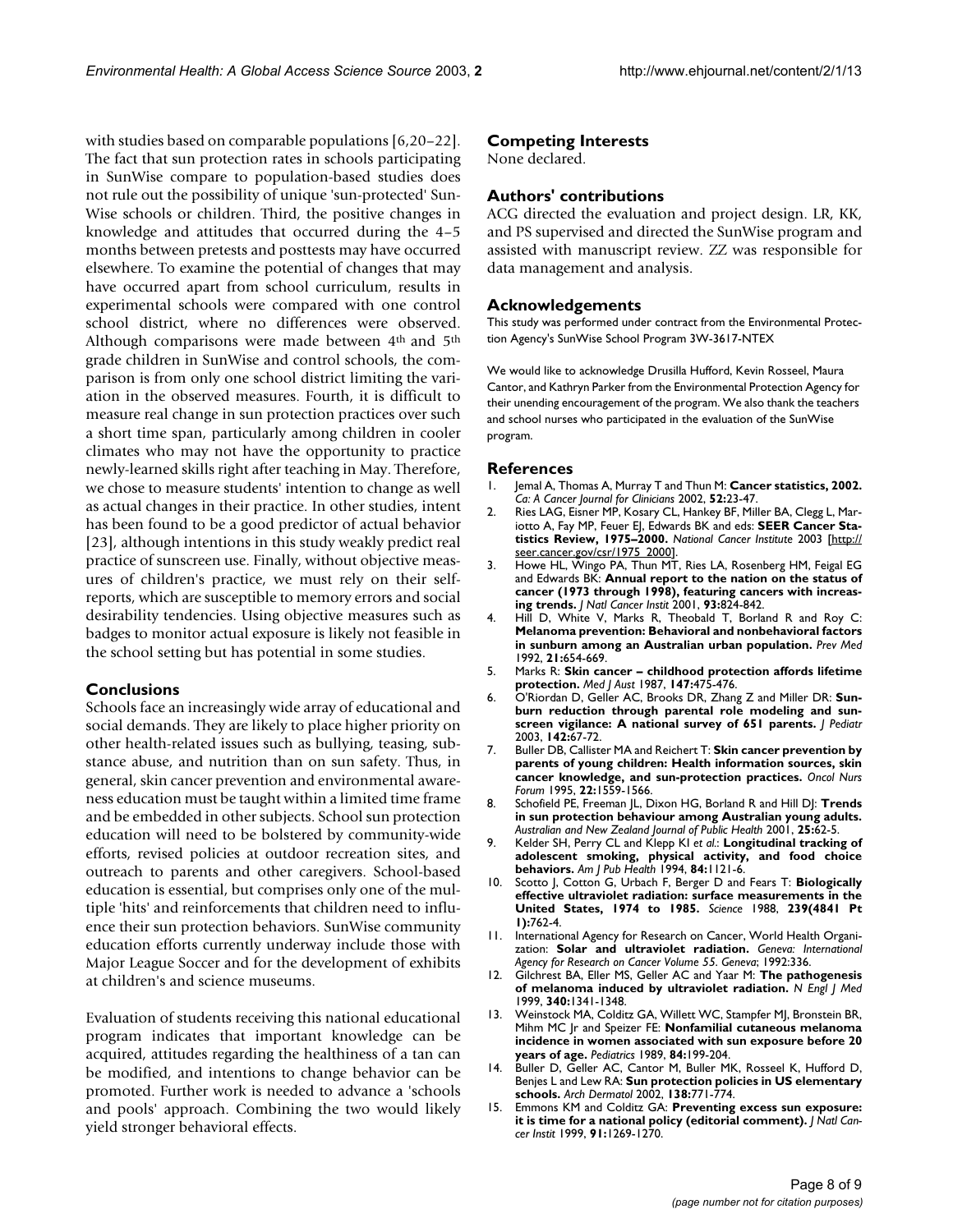with studies based on comparable populations [6,20–22]. The fact that sun protection rates in schools participating in SunWise compare to population-based studies does not rule out the possibility of unique 'sun-protected' SunWise schools or children. Third, the positive changes in knowledge and attitudes that occurred during the 4–5 months between pretests and posttests may have occurred elsewhere. To examine the potential of changes that may have occurred apart from school curriculum, results in experimental schools were compared with one control school district, where no differences were observed. Although comparisons were made between 4th and 5th grade children in SunWise and control schools, the comparison is from only one school district limiting the variation in the observed measures. Fourth, it is difficult to measure real change in sun protection practices over such a short time span, particularly among children in cooler climates who may not have the opportunity to practice newly-learned skills right after teaching in May. Therefore, we chose to measure students' intention to change as well as actual changes in their practice. In other studies, intent has been found to be a good predictor of actual behavior [23], although intentions in this study weakly predict real practice of sunscreen use. Finally, without objective measures of children's practice, we must rely on their self-reports, which are susceptible to memory errors and social desirability tendencies. Using objective measures such as badges to monitor actual exposure is likely not feasible in the school setting but has potential in some studies.

## Conclusions

Schools face an increasingly wide array of educational and social demands. They are likely to place higher priority on other health-related issues such as bullying, teasing, substance abuse, and nutrition than on sun safety. Thus, in general, skin cancer prevention and environmental awareness education must be taught within a limited time frame and be embedded in other subjects. School sun protection education will need to be bolstered by community-wide efforts, revised policies at outdoor recreation sites, and outreach to parents and other caregivers. School-based education is essential, but comprises only one of the multiple 'hits' and reinforcements that children need to influence their sun protection behaviors. SunWise community education efforts currently underway include those with Major League Soccer and for the development of exhibits at children's and science museums.

Evaluation of students receiving this national educational program indicates that important knowledge can be acquired, attitudes regarding the healthiness of a tan can be modified, and intentions to change behavior can be promoted. Further work is needed to advance a 'schools and pools' approach. Combining the two would likely yield stronger behavioral effects.

## Competing Interests

None declared.

## Authors' contributions

ACG directed the evaluation and project design. LR, KK, and PS supervised and directed the SunWise program and assisted with manuscript review. ZZ was responsible for data management and analysis.

## Acknowledgements

This study was performed under contract from the Environmental Protection Agency's SunWise School Program 3W-3617-NTEX

We would like to acknowledge Drusilla Hufford, Kevin Rosseel, Maura Cantor, and Kathryn Parker from the Environmental Protection Agency for their unending encouragement of the program. We also thank the teachers and school nurses who participated in the evaluation of the SunWise program.

## References

1. Jemal A, Thomas A, Murray T and Thun M: **Cancer statistics, 2002.** *Ca: A Cancer Journal for Clinicians* 2002, **52:**23-47.
2. Ries LAG, Eisner MP, Kosary CL, Hankey BF, Miller BA, Clegg L, Mariotto A, Fay MP, Feuer EJ, Edwards BK and eds: **SEER Cancer Statistics Review, 1975–2000.** *National Cancer Institute* 2003 [http://seer.cancer.gov/csr/1975_2000].
3. Howe HL, Wingo PA, Thun MT, Ries LA, Rosenberg HM, Feigal EG and Edwards BK: **Annual report to the nation on the status of cancer (1973 through 1998), featuring cancers with increasing trends.** *J Natl Cancer Instit* 2001, **93:**824-842.
4. Hill D, White V, Marks R, Theobald T, Borland R and Roy C: **Melanoma prevention: Behavioral and nonbehavioral factors in sunburn among an Australian urban population.** *Prev Med* 1992, **21:**654-669.
5. Marks R: **Skin cancer – childhood protection affords lifetime protection.** *Med J Aust* 1987, **147:**475-476.
6. O'Riordan D, Geller AC, Brooks DR, Zhang Z and Miller DR: **Sunburn reduction through parental role modeling and sunscreen vigilance: A national survey of 651 parents.** *J Pediatr* 2003, **142:**67-72.
7. Buller DB, Callister MA and Reichert T: **Skin cancer prevention by parents of young children: Health information sources, skin cancer knowledge, and sun-protection practices.** *Oncol Nurs Forum* 1995, **22:**1559-1566.
8. Schofield PE, Freeman JL, Dixon HG, Borland R and Hill DJ: **Trends in sun protection behaviour among Australian young adults.** *Australian and New Zealand Journal of Public Health* 2001, **25:**62-5.
9. Kelder SH, Perry CL and Klepp KI *et al.*: **Longitudinal tracking of adolescent smoking, physical activity, and food choice behaviors.** *Am J Pub Health* 1994, **84:**1121-6.
10. Scotto J, Cotton G, Urbach F, Berger D and Fears T: **Biologically effective ultraviolet radiation: surface measurements in the United States, 1974 to 1985.** *Science* 1988, **239(4841 Pt 1):**762-4.
11. International Agency for Research on Cancer, World Health Organization: **Solar and ultraviolet radiation.** *Geneva: International Agency for Research on Cancer Volume 55. Geneva*; 1992:336.
12. Gilchrest BA, Eller MS, Geller AC and Yaar M: **The pathogenesis of melanoma induced by ultraviolet radiation.** *N Engl J Med* 1999, **340:**1341-1348.
13. Weinstock MA, Colditz GA, Willett WC, Stampfer MJ, Bronstein BR, Mihm MC Jr and Speizer FE: **Nonfamilial cutaneous melanoma incidence in women associated with sun exposure before 20 years of age.** *Pediatrics* 1989, **84:**199-204.
14. Buller D, Geller AC, Cantor M, Buller MK, Rosseel K, Hufford D, Benjes L and Lew RA: **Sun protection policies in US elementary schools.** *Arch Dermatol* 2002, **138:**771-774.
15. Emmons KM and Colditz GA: **Preventing excess sun exposure: it is time for a national policy (editorial comment).** *J Natl Cancer Instit* 1999, **91:**1269-1270.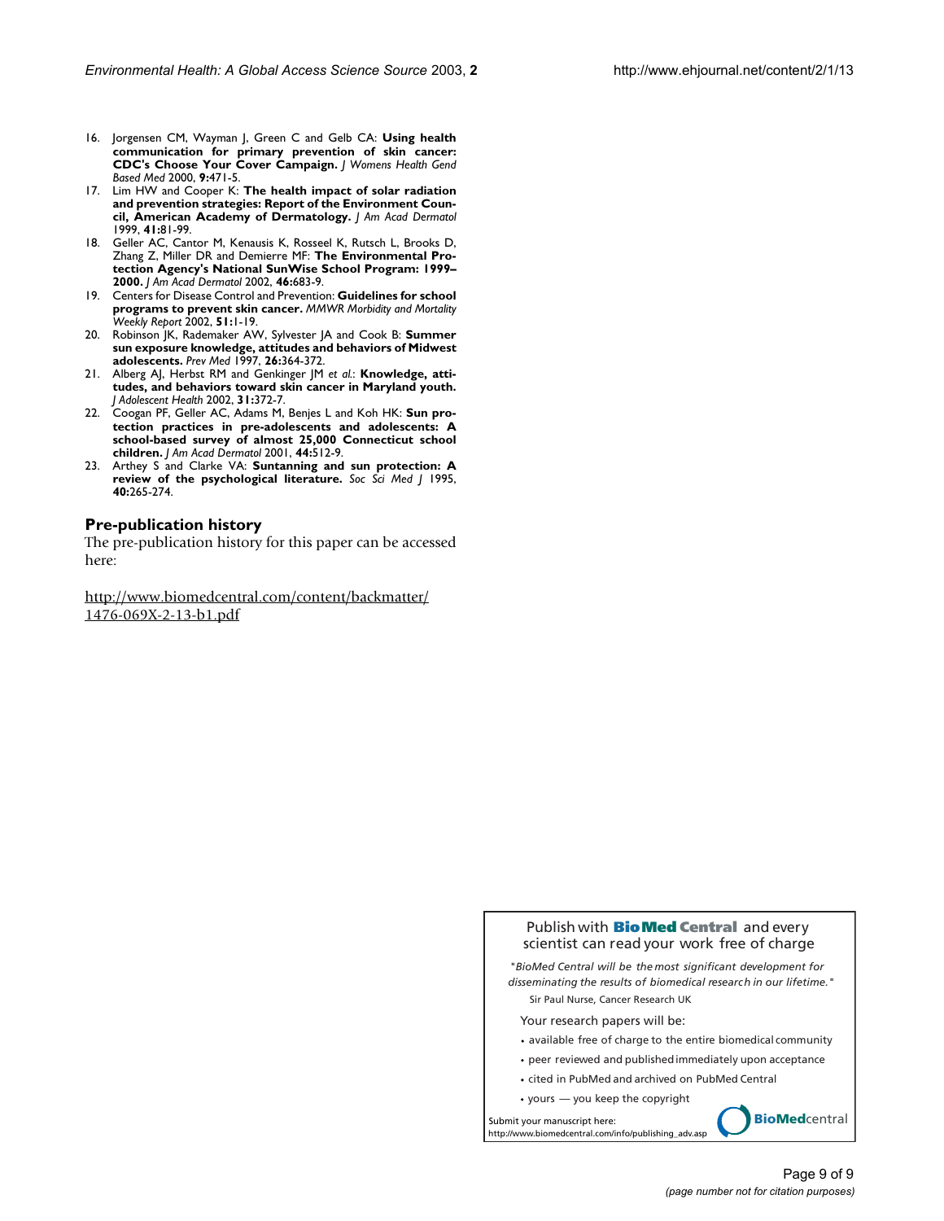16. Jorgensen CM, Wayman J, Green C and Gelb CA: **Using health communication for primary prevention of skin cancer: CDC's Choose Your Cover Campaign.** *J Womens Health Gend Based Med* 2000, **9:**471-5.
17. Lim HW and Cooper K: **The health impact of solar radiation and prevention strategies: Report of the Environment Council, American Academy of Dermatology.** *J Am Acad Dermatol* 1999, **41:**81-99.
18. Geller AC, Cantor M, Kenausis K, Rosseel K, Rutsch L, Brooks D, Zhang Z, Miller DR and Demierre MF: **The Environmental Protection Agency's National SunWise School Program: 1999–2000.** *J Am Acad Dermatol* 2002, **46:**683-9.
19. Centers for Disease Control and Prevention: **Guidelines for school programs to prevent skin cancer.** *MMWR Morbidity and Mortality Weekly Report* 2002, **51:**1-19.
20. Robinson JK, Rademaker AW, Sylvester JA and Cook B: **Summer sun exposure knowledge, attitudes and behaviors of Midwest adolescents.** *Prev Med* 1997, **26:**364-372.
21. Alberg AJ, Herbst RM and Genkinger JM *et al.*: **Knowledge, attitudes, and behaviors toward skin cancer in Maryland youth.** *J Adolescent Health* 2002, **31:**372-7.
22. Coogan PF, Geller AC, Adams M, Benjes L and Koh HK: **Sun protection practices in pre-adolescents and adolescents: A school-based survey of almost 25,000 Connecticut school children.** *J Am Acad Dermatol* 2001, **44:**512-9.
23. Arthey S and Clarke VA: **Suntanning and sun protection: A review of the psychological literature.** *Soc Sci Med J* 1995, **40:**265-274.

## Pre-publication history

The pre-publication history for this paper can be accessed here:

http://www.biomedcentral.com/content/backmatter/1476-069X-2-13-b1.pdf

Publish with **BioMed Central** and every scientist can read your work free of charge

*"BioMed Central will be the most significant development for disseminating the results of biomedical research in our lifetime."*

Sir Paul Nurse, Cancer Research UK

Your research papers will be:

- available free of charge to the entire biomedical community
- peer reviewed and published immediately upon acceptance
- cited in PubMed and archived on PubMed Central
- yours — you keep the copyright

Submit your manuscript here:
http://www.biomedcentral.com/info/publishing_adv.asp

BioMedcentral